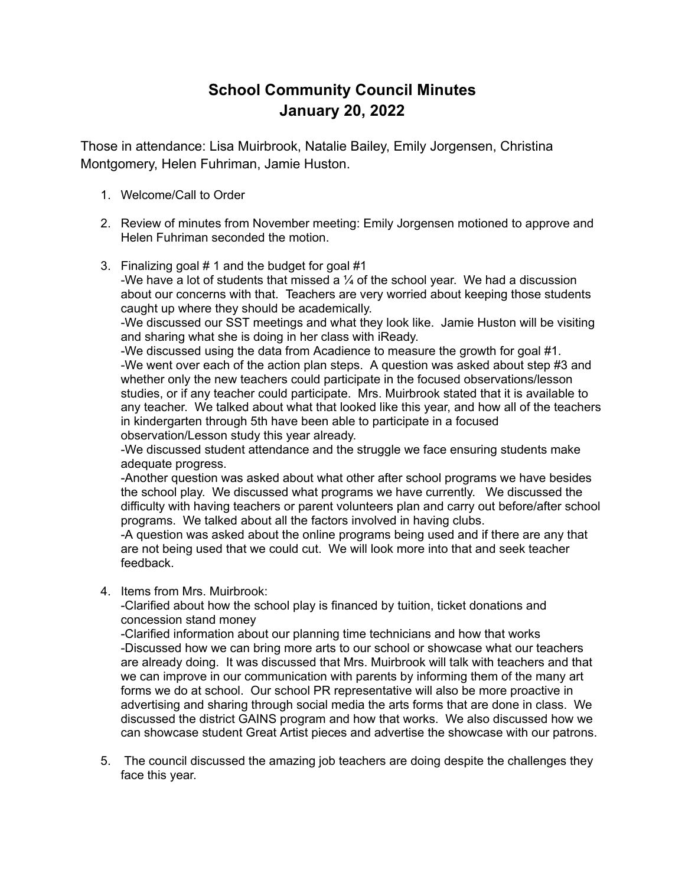# School Community Council Minutes
# January 20, 2022

Those in attendance: Lisa Muirbrook, Natalie Bailey, Emily Jorgensen, Christina Montgomery, Helen Fuhriman, Jamie Huston.

1. Welcome/Call to Order

2. Review of minutes from November meeting: Emily Jorgensen motioned to approve and Helen Fuhriman seconded the motion.

3. Finalizing goal # 1 and the budget for goal #1
   -We have a lot of students that missed a ¼ of the school year. We had a discussion about our concerns with that. Teachers are very worried about keeping those students caught up where they should be academically.
   -We discussed our SST meetings and what they look like. Jamie Huston will be visiting and sharing what she is doing in her class with iReady.
   -We discussed using the data from Acadience to measure the growth for goal #1.
   -We went over each of the action plan steps. A question was asked about step #3 and whether only the new teachers could participate in the focused observations/lesson studies, or if any teacher could participate. Mrs. Muirbrook stated that it is available to any teacher. We talked about what that looked like this year, and how all of the teachers in kindergarten through 5th have been able to participate in a focused observation/Lesson study this year already.
   -We discussed student attendance and the struggle we face ensuring students make adequate progress.
   -Another question was asked about what other after school programs we have besides the school play. We discussed what programs we have currently. We discussed the difficulty with having teachers or parent volunteers plan and carry out before/after school programs. We talked about all the factors involved in having clubs.
   -A question was asked about the online programs being used and if there are any that are not being used that we could cut. We will look more into that and seek teacher feedback.

4. Items from Mrs. Muirbrook:
   -Clarified about how the school play is financed by tuition, ticket donations and concession stand money
   -Clarified information about our planning time technicians and how that works
   -Discussed how we can bring more arts to our school or showcase what our teachers are already doing. It was discussed that Mrs. Muirbrook will talk with teachers and that we can improve in our communication with parents by informing them of the many art forms we do at school. Our school PR representative will also be more proactive in advertising and sharing through social media the arts forms that are done in class. We discussed the district GAINS program and how that works. We also discussed how we can showcase student Great Artist pieces and advertise the showcase with our patrons.

5. The council discussed the amazing job teachers are doing despite the challenges they face this year.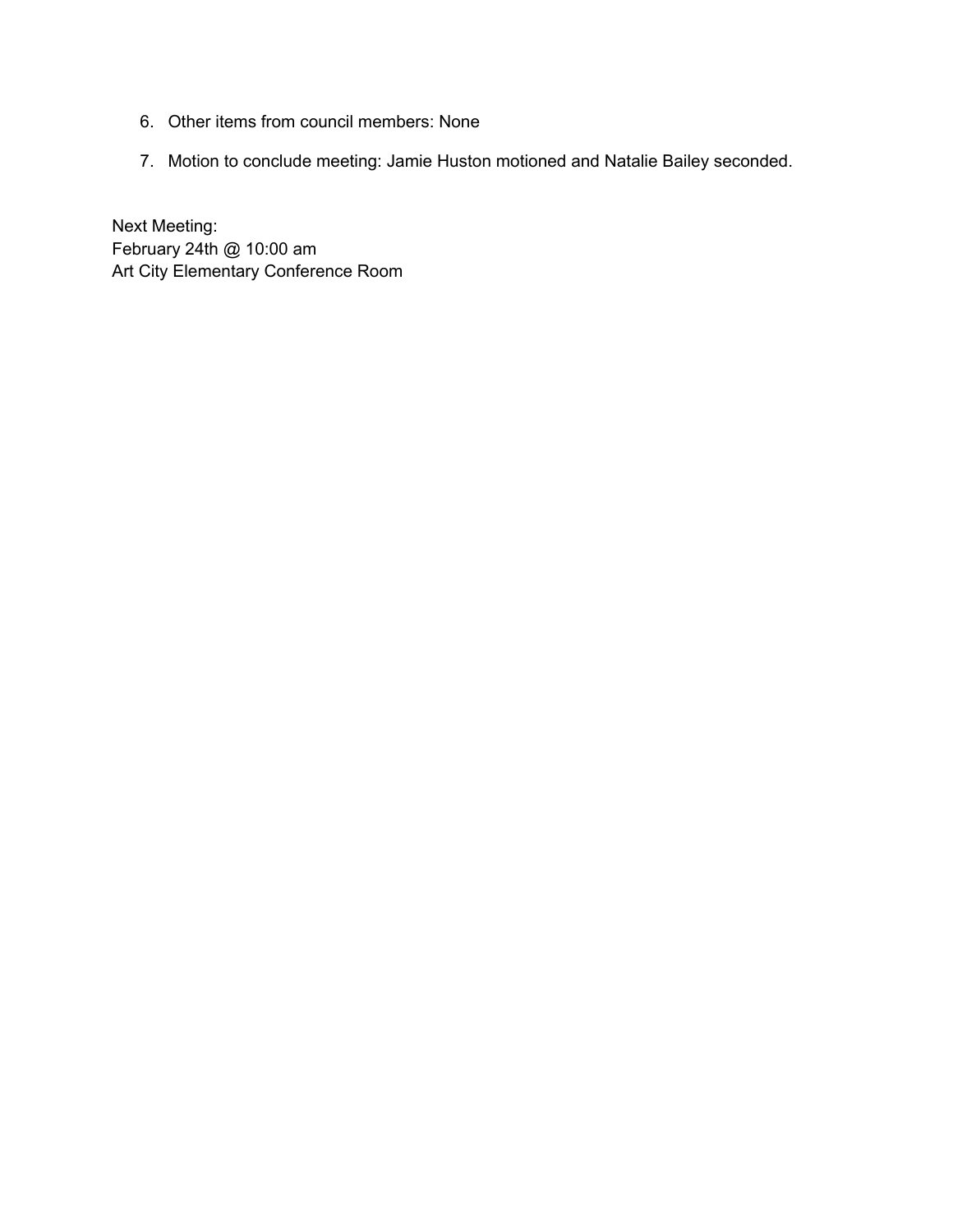6. Other items from council members: None
7. Motion to conclude meeting: Jamie Huston motioned and Natalie Bailey seconded.

Next Meeting:
February 24th @ 10:00 am
Art City Elementary Conference Room